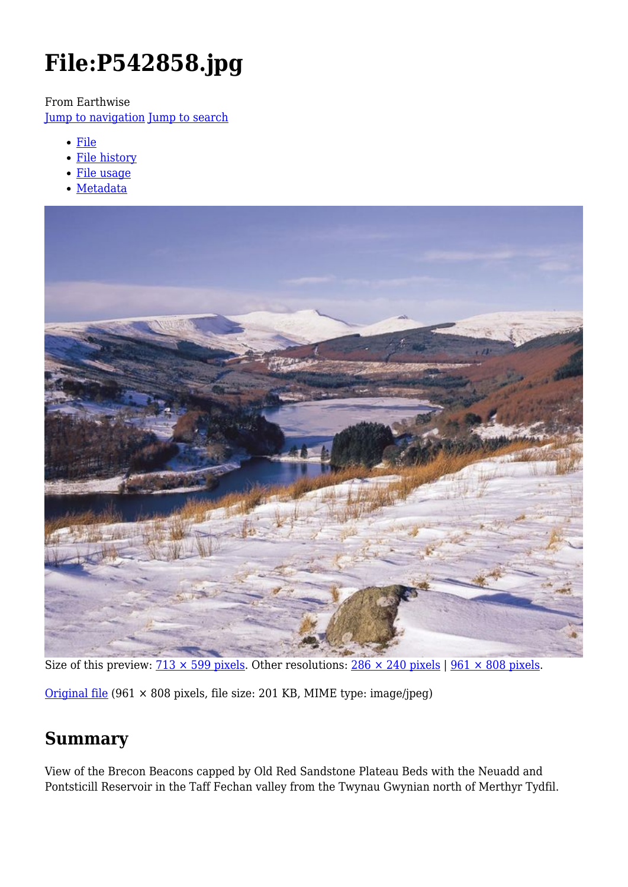# File:P542858.jpg

From Earthwise
Jump to navigation Jump to search

- File
- File history
- File usage
- Metadata

Size of this preview: 713 × 599 pixels. Other resolutions: 286 × 240 pixels | 961 × 808 pixels.

Original file (961 × 808 pixels, file size: 201 KB, MIME type: image/jpeg)

## Summary

View of the Brecon Beacons capped by Old Red Sandstone Plateau Beds with the Neuadd and Pontsticill Reservoir in the Taff Fechan valley from the Twynau Gwynian north of Merthyr Tydfil.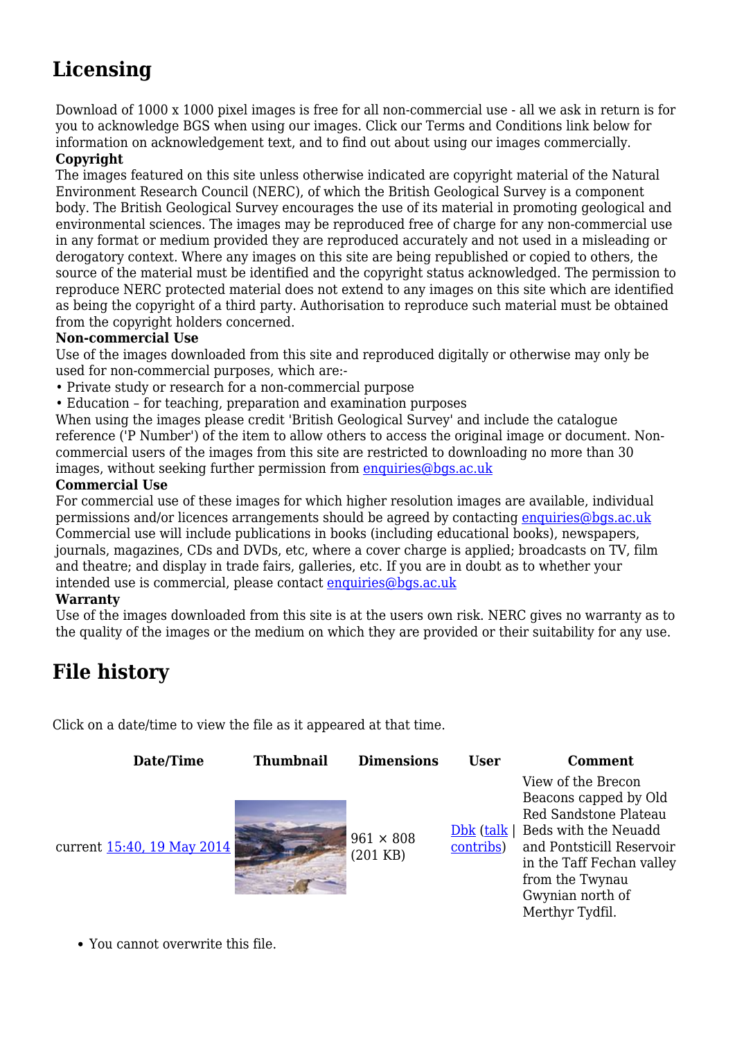## Licensing

Download of 1000 x 1000 pixel images is free for all non-commercial use - all we ask in return is for you to acknowledge BGS when using our images. Click our Terms and Conditions link below for information on acknowledgement text, and to find out about using our images commercially.

**Copyright**

The images featured on this site unless otherwise indicated are copyright material of the Natural Environment Research Council (NERC), of which the British Geological Survey is a component body. The British Geological Survey encourages the use of its material in promoting geological and environmental sciences. The images may be reproduced free of charge for any non-commercial use in any format or medium provided they are reproduced accurately and not used in a misleading or derogatory context. Where any images on this site are being republished or copied to others, the source of the material must be identified and the copyright status acknowledged. The permission to reproduce NERC protected material does not extend to any images on this site which are identified as being the copyright of a third party. Authorisation to reproduce such material must be obtained from the copyright holders concerned.

**Non-commercial Use**

Use of the images downloaded from this site and reproduced digitally or otherwise may only be used for non-commercial purposes, which are:-

- Private study or research for a non-commercial purpose
- Education – for teaching, preparation and examination purposes

When using the images please credit 'British Geological Survey' and include the catalogue reference ('P Number') of the item to allow others to access the original image or document. Non-commercial users of the images from this site are restricted to downloading no more than 30 images, without seeking further permission from enquiries@bgs.ac.uk

**Commercial Use**

For commercial use of these images for which higher resolution images are available, individual permissions and/or licences arrangements should be agreed by contacting enquiries@bgs.ac.uk Commercial use will include publications in books (including educational books), newspapers, journals, magazines, CDs and DVDs, etc, where a cover charge is applied; broadcasts on TV, film and theatre; and display in trade fairs, galleries, etc. If you are in doubt as to whether your intended use is commercial, please contact enquiries@bgs.ac.uk

**Warranty**

Use of the images downloaded from this site is at the users own risk. NERC gives no warranty as to the quality of the images or the medium on which they are provided or their suitability for any use.

## File history

Click on a date/time to view the file as it appeared at that time.

| Date/Time | Thumbnail | Dimensions | User | Comment |
|---|---|---|---|---|
| current 15:40, 19 May 2014 | | 961 × 808 (201 KB) | Dbk (talk \| contribs) | View of the Brecon Beacons capped by Old Red Sandstone Plateau Beds with the Neuadd and Pontsticill Reservoir in the Taff Fechan valley from the Twynau Gwynian north of Merthyr Tydfil. |

- You cannot overwrite this file.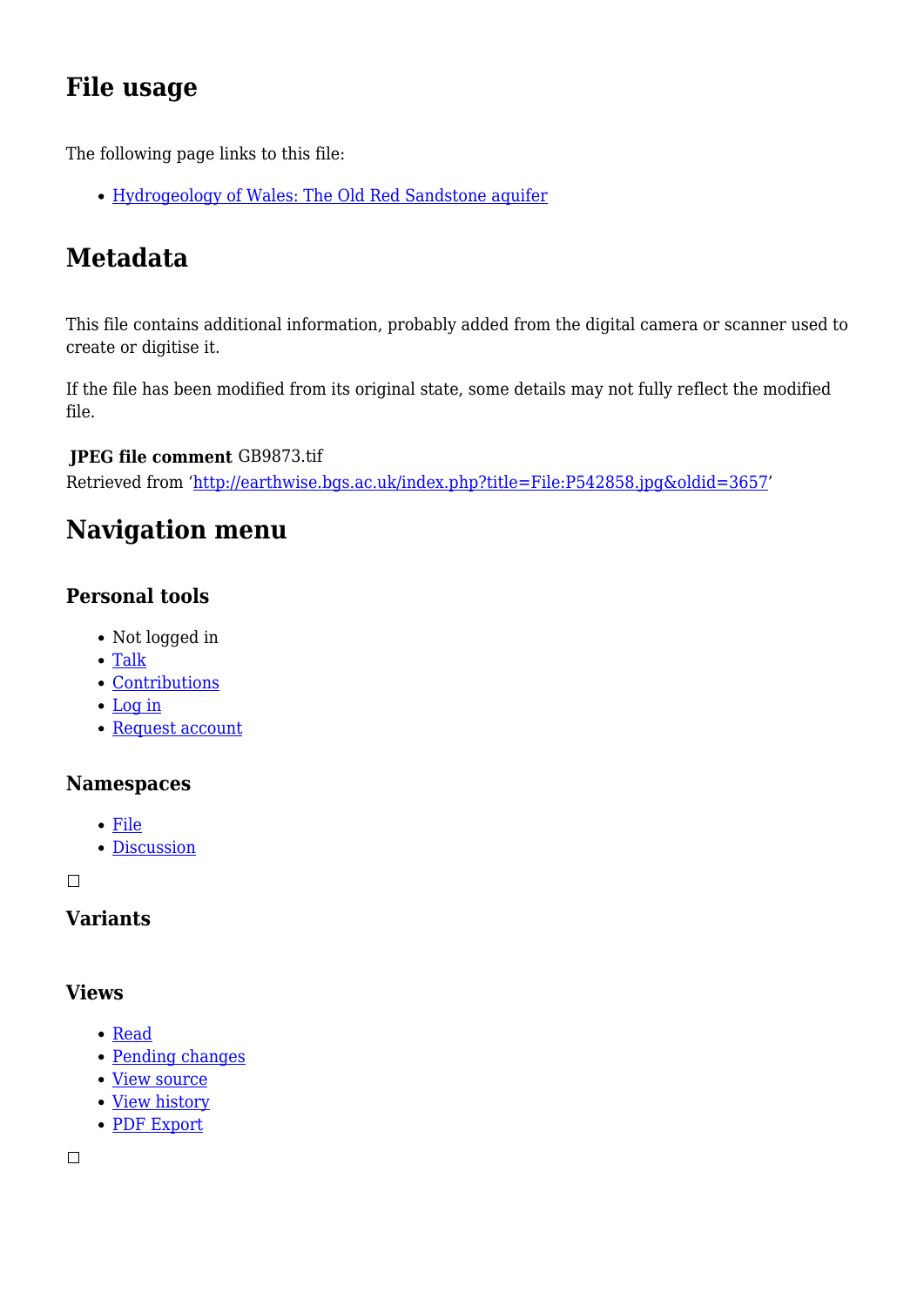## File usage

The following page links to this file:

- [Hydrogeology of Wales: The Old Red Sandstone aquifer]()

## Metadata

This file contains additional information, probably added from the digital camera or scanner used to create or digitise it.

If the file has been modified from its original state, some details may not fully reflect the modified file.

**JPEG file comment** GB9873.tif

Retrieved from 'http://earthwise.bgs.ac.uk/index.php?title=File:P542858.jpg&oldid=3657'

## Navigation menu

### Personal tools

- Not logged in
- Talk
- Contributions
- Log in
- Request account

### Namespaces

- File
- Discussion

### Variants

### Views

- Read
- Pending changes
- View source
- View history
- PDF Export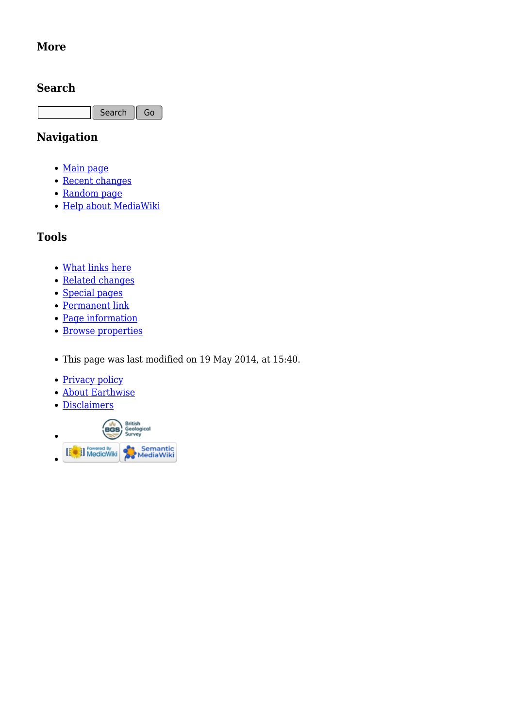## More

## Search

Search Go

## Navigation

- Main page
- Recent changes
- Random page
- Help about MediaWiki

## Tools

- What links here
- Related changes
- Special pages
- Permanent link
- Page information
- Browse properties

- This page was last modified on 19 May 2014, at 15:40.

- Privacy policy
- About Earthwise
- Disclaimers